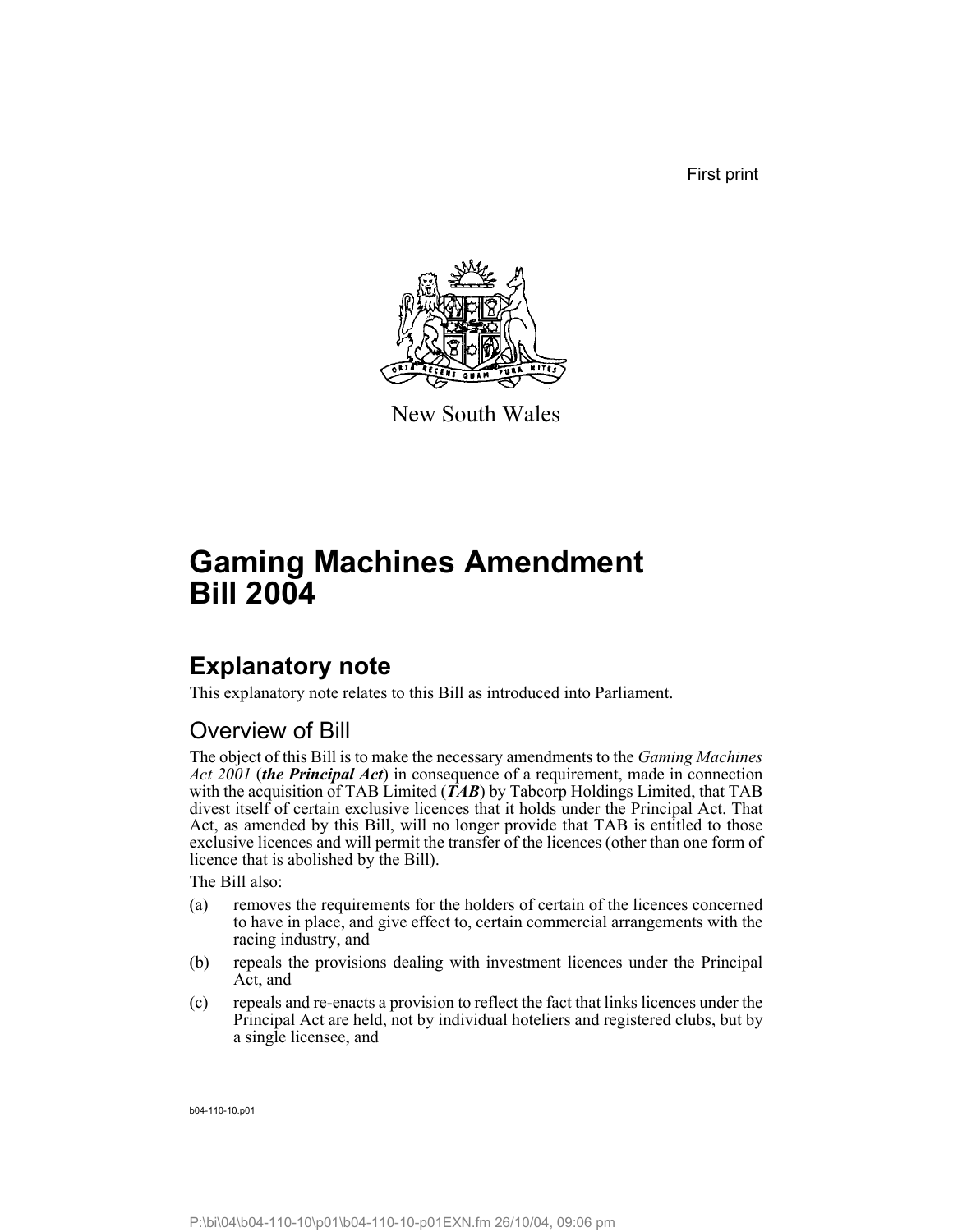First print

New South Wales

# Gaming Machines Amendment Bill 2004

## Explanatory note

This explanatory note relates to this Bill as introduced into Parliament.

### Overview of Bill

The object of this Bill is to make the necessary amendments to the *Gaming Machines Act 2001* (***the Principal Act***) in consequence of a requirement, made in connection with the acquisition of TAB Limited (***TAB***) by Tabcorp Holdings Limited, that TAB divest itself of certain exclusive licences that it holds under the Principal Act. That Act, as amended by this Bill, will no longer provide that TAB is entitled to those exclusive licences and will permit the transfer of the licences (other than one form of licence that is abolished by the Bill).

The Bill also:

(a) removes the requirements for the holders of certain of the licences concerned to have in place, and give effect to, certain commercial arrangements with the racing industry, and

(b) repeals the provisions dealing with investment licences under the Principal Act, and

(c) repeals and re-enacts a provision to reflect the fact that links licences under the Principal Act are held, not by individual hoteliers and registered clubs, but by a single licensee, and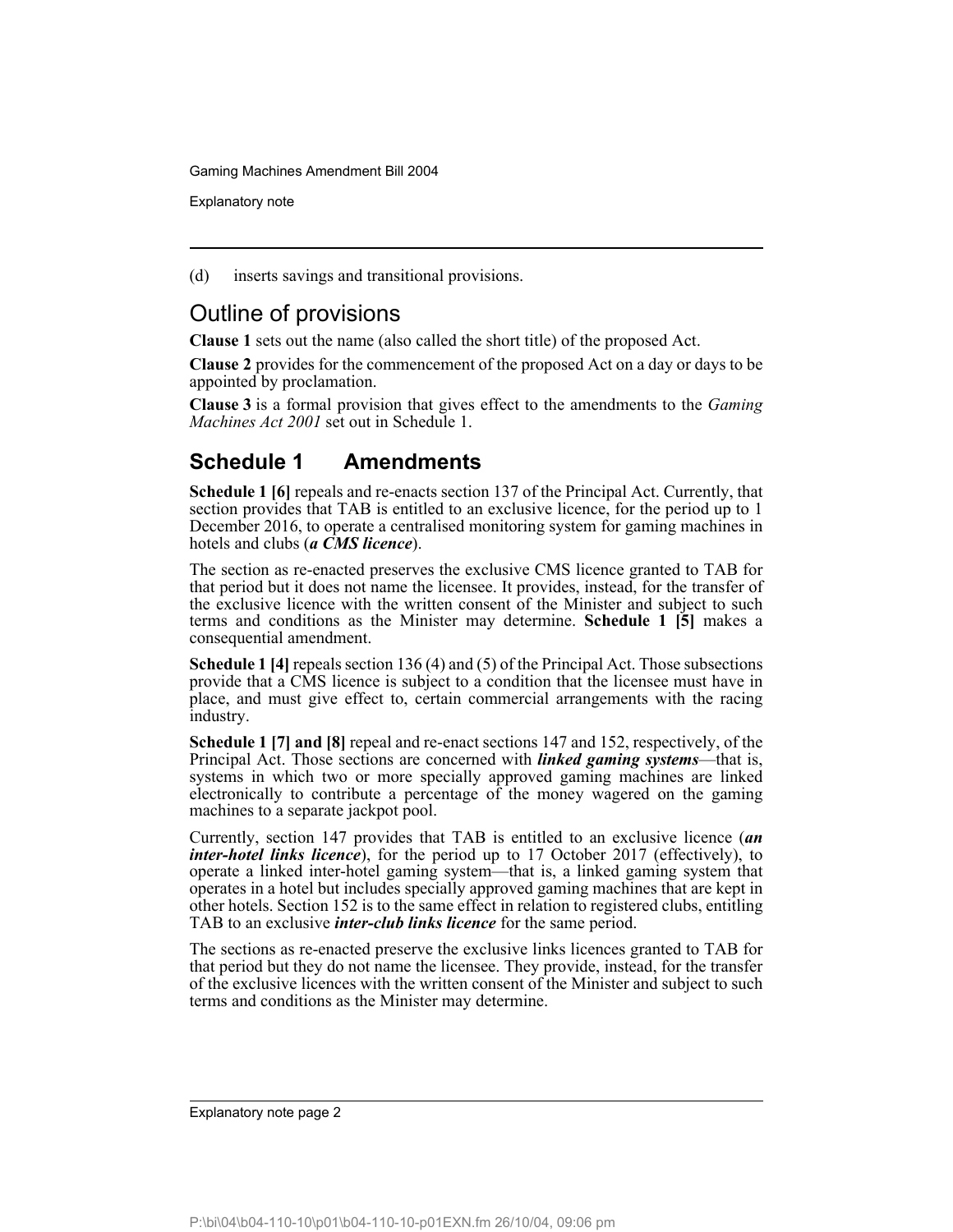(d) inserts savings and transitional provisions.

## Outline of provisions

**Clause 1** sets out the name (also called the short title) of the proposed Act.

**Clause 2** provides for the commencement of the proposed Act on a day or days to be appointed by proclamation.

**Clause 3** is a formal provision that gives effect to the amendments to the *Gaming Machines Act 2001* set out in Schedule 1.

## Schedule 1 Amendments

**Schedule 1 [6]** repeals and re-enacts section 137 of the Principal Act. Currently, that section provides that TAB is entitled to an exclusive licence, for the period up to 1 December 2016, to operate a centralised monitoring system for gaming machines in hotels and clubs (***a CMS licence***).

The section as re-enacted preserves the exclusive CMS licence granted to TAB for that period but it does not name the licensee. It provides, instead, for the transfer of the exclusive licence with the written consent of the Minister and subject to such terms and conditions as the Minister may determine. **Schedule 1 [5]** makes a consequential amendment.

**Schedule 1 [4]** repeals section 136 (4) and (5) of the Principal Act. Those subsections provide that a CMS licence is subject to a condition that the licensee must have in place, and must give effect to, certain commercial arrangements with the racing industry.

**Schedule 1 [7] and [8]** repeal and re-enact sections 147 and 152, respectively, of the Principal Act. Those sections are concerned with ***linked gaming systems***—that is, systems in which two or more specially approved gaming machines are linked electronically to contribute a percentage of the money wagered on the gaming machines to a separate jackpot pool.

Currently, section 147 provides that TAB is entitled to an exclusive licence (***an inter-hotel links licence***), for the period up to 17 October 2017 (effectively), to operate a linked inter-hotel gaming system—that is, a linked gaming system that operates in a hotel but includes specially approved gaming machines that are kept in other hotels. Section 152 is to the same effect in relation to registered clubs, entitling TAB to an exclusive ***inter-club links licence*** for the same period.

The sections as re-enacted preserve the exclusive links licences granted to TAB for that period but they do not name the licensee. They provide, instead, for the transfer of the exclusive licences with the written consent of the Minister and subject to such terms and conditions as the Minister may determine.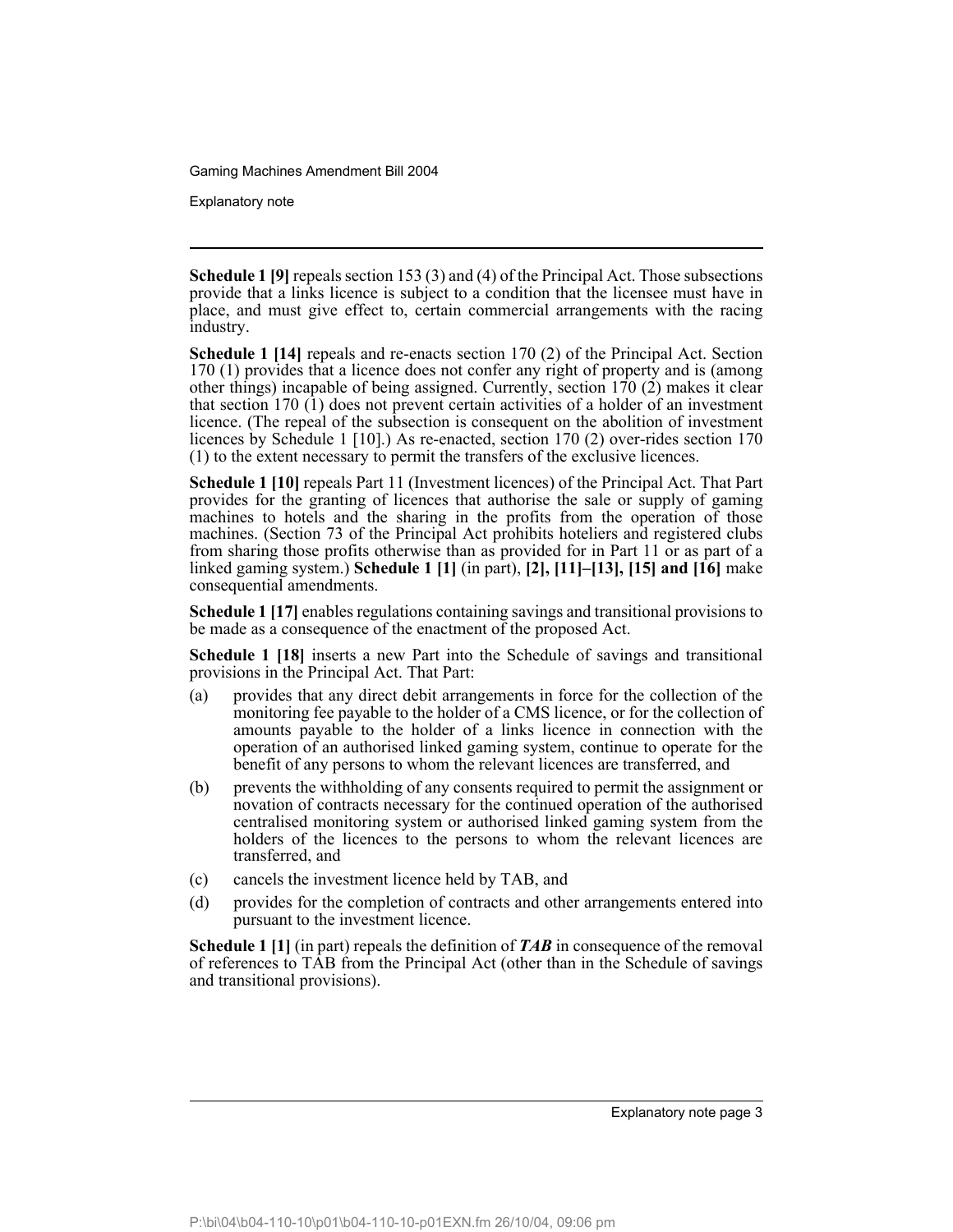**Schedule 1 [9]** repeals section 153 (3) and (4) of the Principal Act. Those subsections provide that a links licence is subject to a condition that the licensee must have in place, and must give effect to, certain commercial arrangements with the racing industry.

**Schedule 1 [14]** repeals and re-enacts section 170 (2) of the Principal Act. Section 170 (1) provides that a licence does not confer any right of property and is (among other things) incapable of being assigned. Currently, section 170 (2) makes it clear that section 170 (1) does not prevent certain activities of a holder of an investment licence. (The repeal of the subsection is consequent on the abolition of investment licences by Schedule 1 [10].) As re-enacted, section 170 (2) over-rides section 170 (1) to the extent necessary to permit the transfers of the exclusive licences.

**Schedule 1 [10]** repeals Part 11 (Investment licences) of the Principal Act. That Part provides for the granting of licences that authorise the sale or supply of gaming machines to hotels and the sharing in the profits from the operation of those machines. (Section 73 of the Principal Act prohibits hoteliers and registered clubs from sharing those profits otherwise than as provided for in Part 11 or as part of a linked gaming system.) **Schedule 1 [1]** (in part), **[2], [11]–[13], [15] and [16]** make consequential amendments.

**Schedule 1 [17]** enables regulations containing savings and transitional provisions to be made as a consequence of the enactment of the proposed Act.

**Schedule 1 [18]** inserts a new Part into the Schedule of savings and transitional provisions in the Principal Act. That Part:

(a) provides that any direct debit arrangements in force for the collection of the monitoring fee payable to the holder of a CMS licence, or for the collection of amounts payable to the holder of a links licence in connection with the operation of an authorised linked gaming system, continue to operate for the benefit of any persons to whom the relevant licences are transferred, and

(b) prevents the withholding of any consents required to permit the assignment or novation of contracts necessary for the continued operation of the authorised centralised monitoring system or authorised linked gaming system from the holders of the licences to the persons to whom the relevant licences are transferred, and

(c) cancels the investment licence held by TAB, and

(d) provides for the completion of contracts and other arrangements entered into pursuant to the investment licence.

**Schedule 1 [1]** (in part) repeals the definition of ***TAB*** in consequence of the removal of references to TAB from the Principal Act (other than in the Schedule of savings and transitional provisions).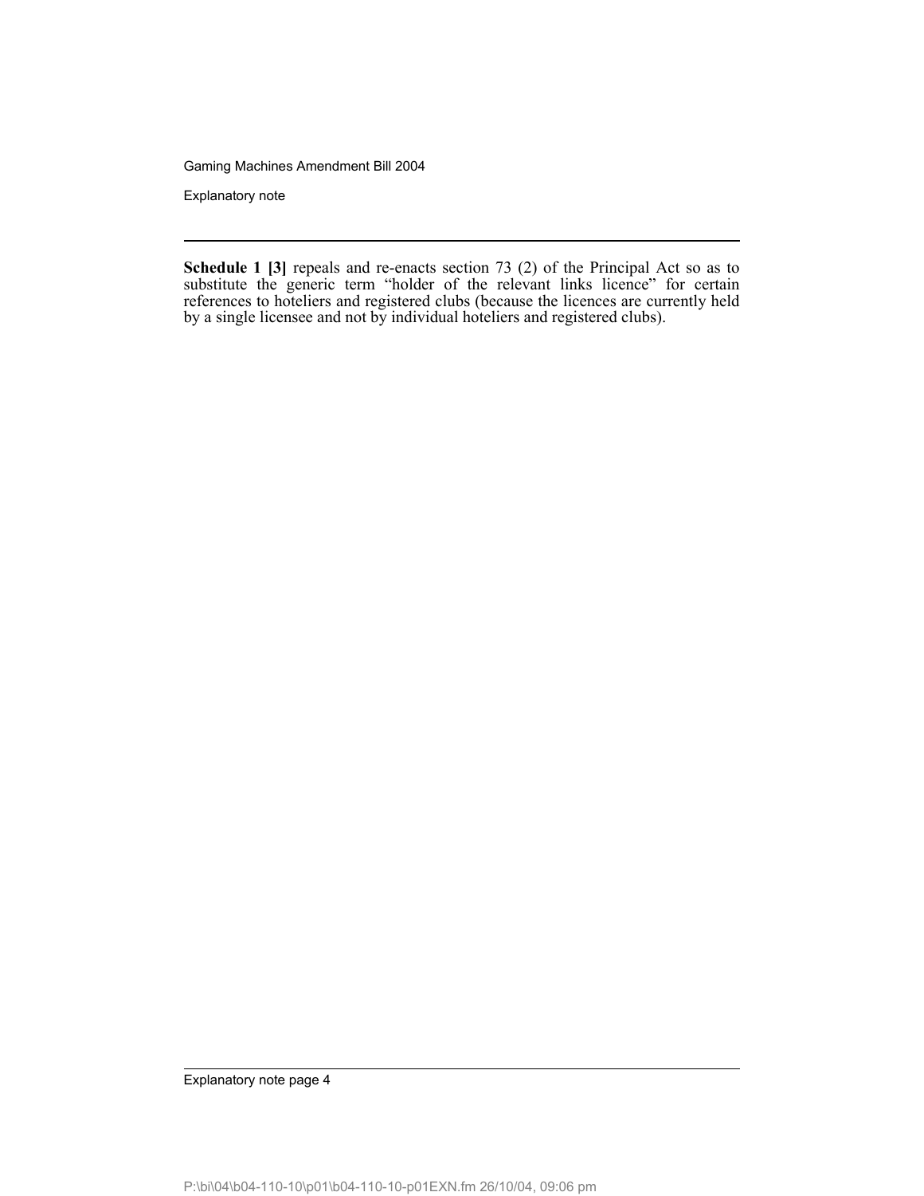**Schedule 1 [3]** repeals and re-enacts section 73 (2) of the Principal Act so as to substitute the generic term "holder of the relevant links licence" for certain references to hoteliers and registered clubs (because the licences are currently held by a single licensee and not by individual hoteliers and registered clubs).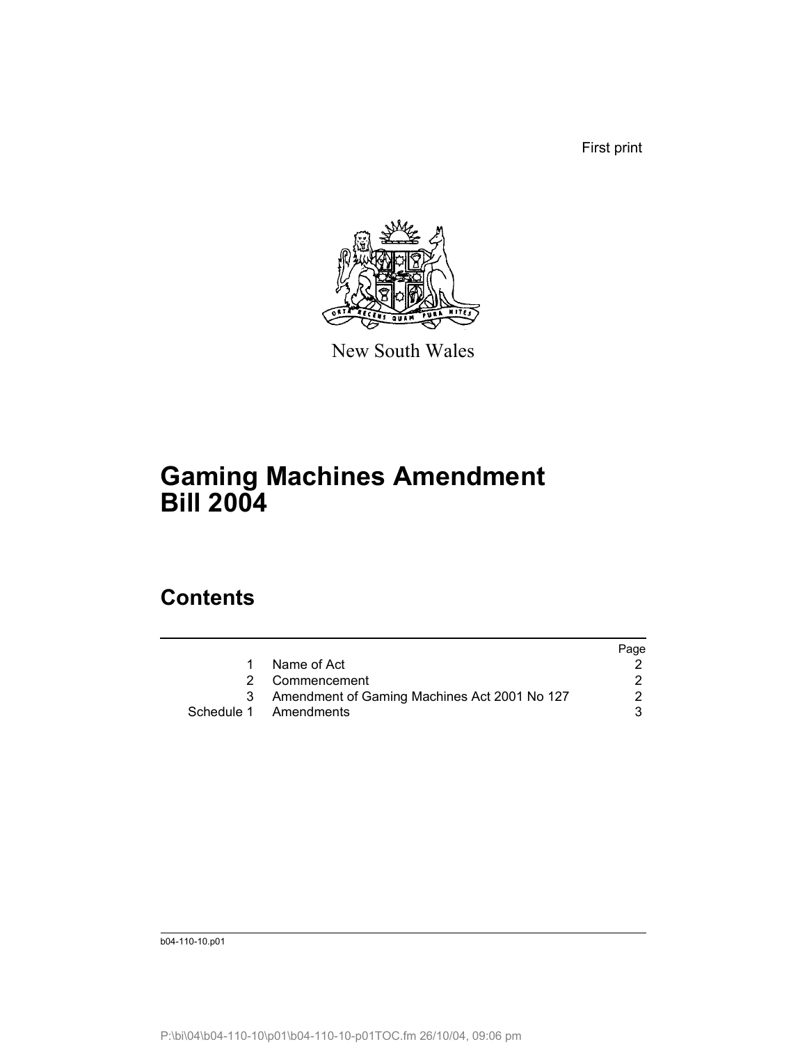First print

New South Wales

# Gaming Machines Amendment Bill 2004

## Contents

| | | Page |
|---|---|---|
| 1 | Name of Act | 2 |
| 2 | Commencement | 2 |
| 3 | Amendment of Gaming Machines Act 2001 No 127 | 2 |
| Schedule 1 | Amendments | 3 |

b04-110-10.p01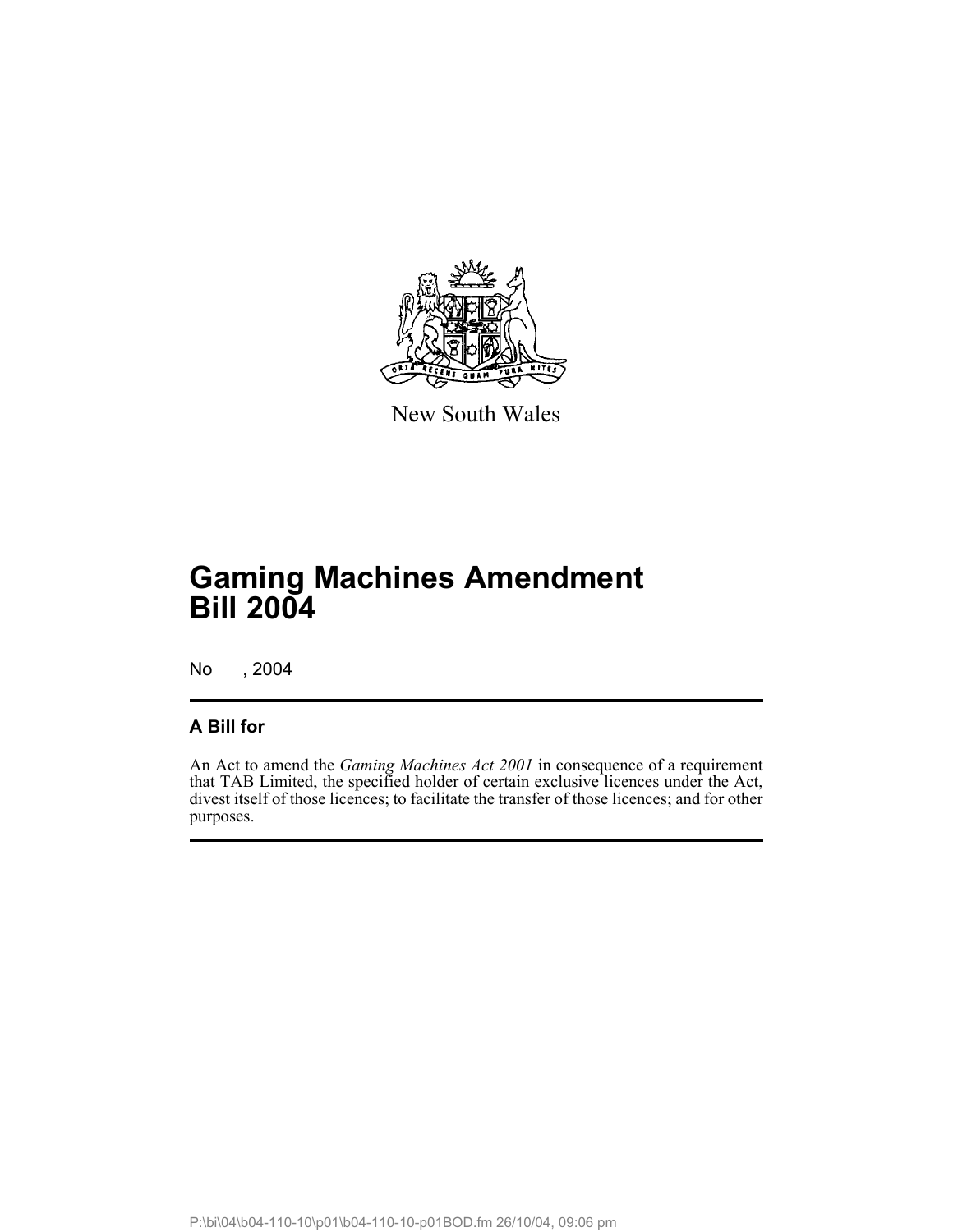New South Wales

# Gaming Machines Amendment Bill 2004

No , 2004

## A Bill for

An Act to amend the *Gaming Machines Act 2001* in consequence of a requirement that TAB Limited, the specified holder of certain exclusive licences under the Act, divest itself of those licences; to facilitate the transfer of those licences; and for other purposes.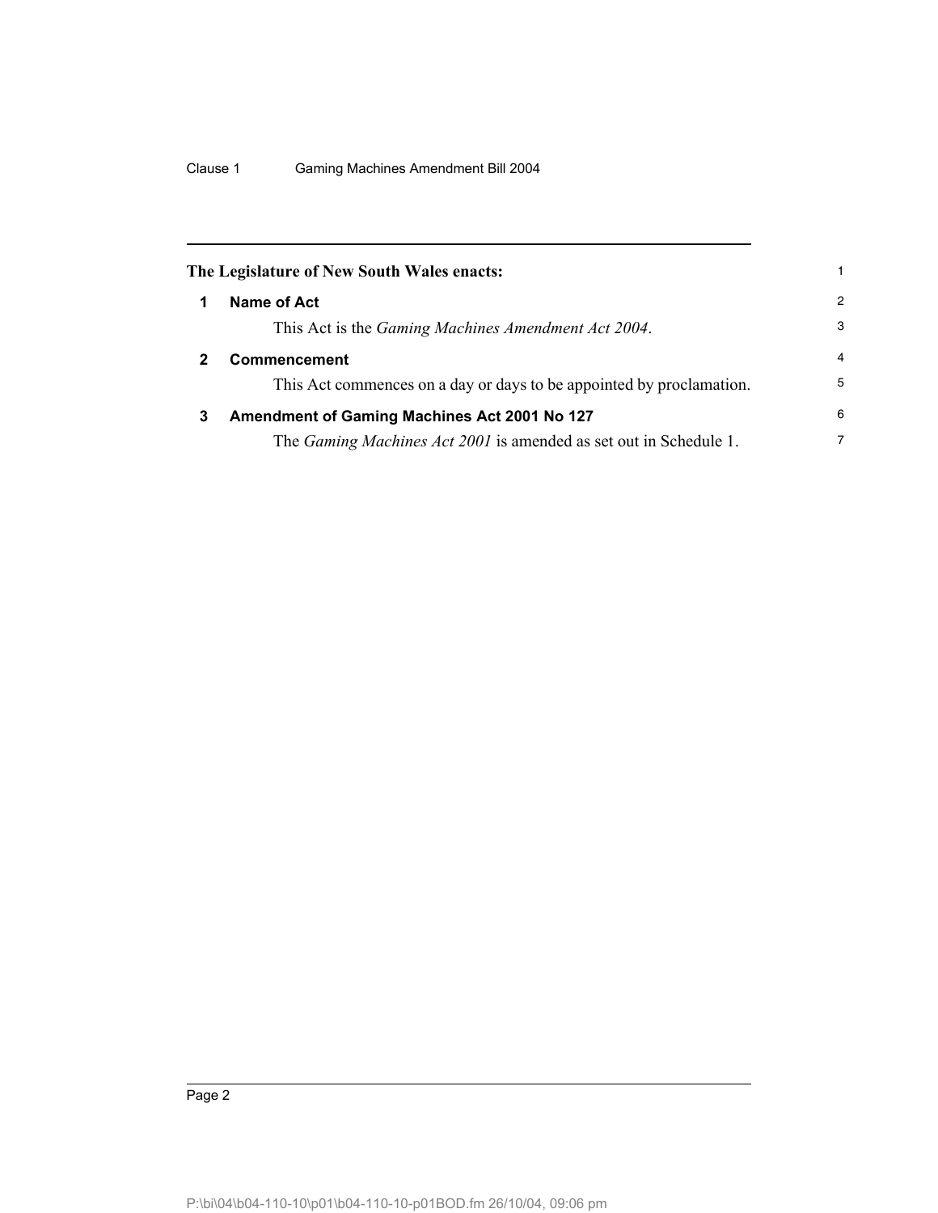**The Legislature of New South Wales enacts:**

## 1 Name of Act

This Act is the *Gaming Machines Amendment Act 2004*.

## 2 Commencement

This Act commences on a day or days to be appointed by proclamation.

## 3 Amendment of Gaming Machines Act 2001 No 127

The *Gaming Machines Act 2001* is amended as set out in Schedule 1.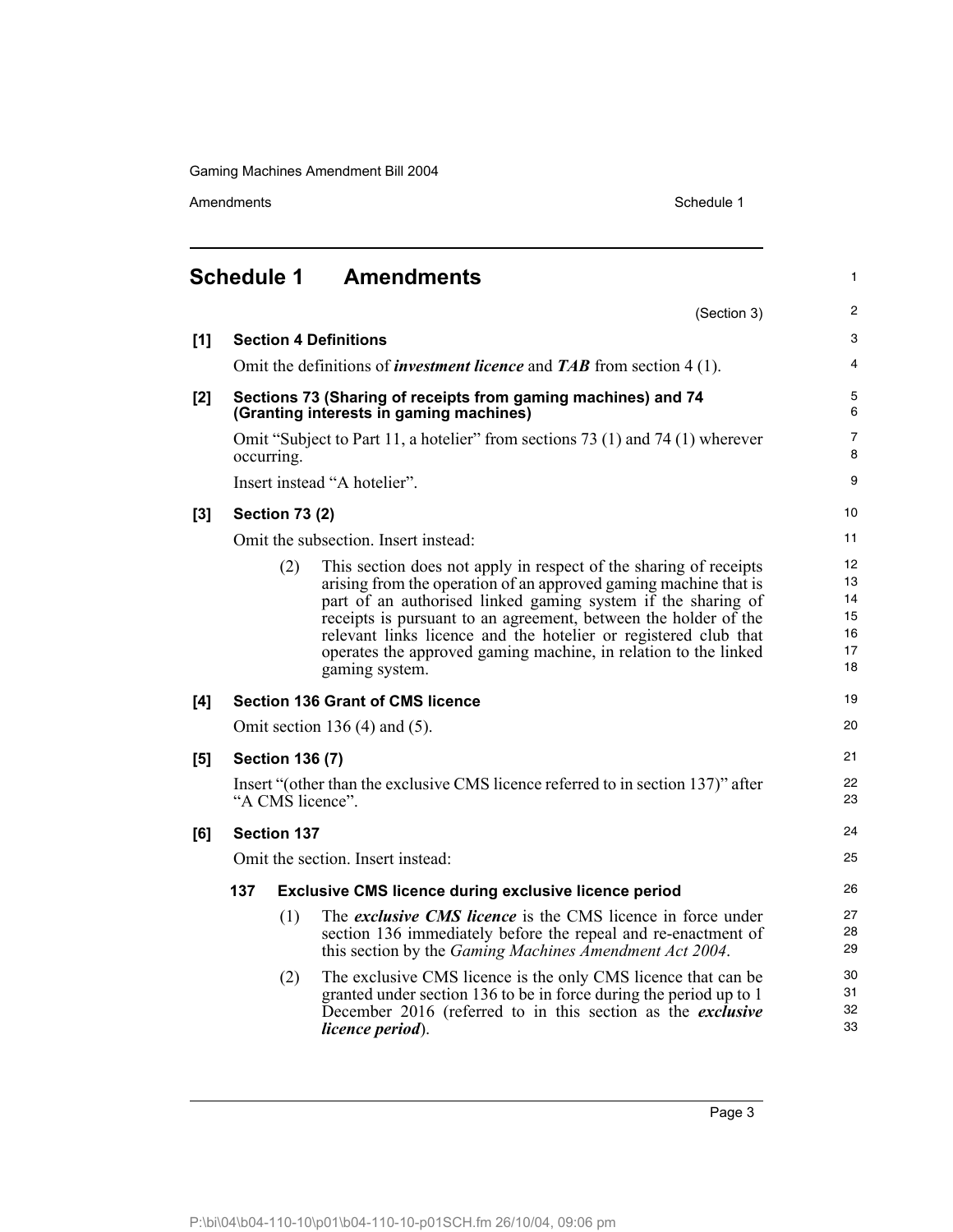# Schedule 1 Amendments

(Section 3)

**[1] Section 4 Definitions**

Omit the definitions of ***investment licence*** and ***TAB*** from section 4 (1).

**[2] Sections 73 (Sharing of receipts from gaming machines) and 74 (Granting interests in gaming machines)**

Omit "Subject to Part 11, a hotelier" from sections 73 (1) and 74 (1) wherever occurring.

Insert instead "A hotelier".

**[3] Section 73 (2)**

Omit the subsection. Insert instead:

(2) This section does not apply in respect of the sharing of receipts arising from the operation of an approved gaming machine that is part of an authorised linked gaming system if the sharing of receipts is pursuant to an agreement, between the holder of the relevant links licence and the hotelier or registered club that operates the approved gaming machine, in relation to the linked gaming system.

**[4] Section 136 Grant of CMS licence**

Omit section 136 (4) and (5).

**[5] Section 136 (7)**

Insert "(other than the exclusive CMS licence referred to in section 137)" after "A CMS licence".

**[6] Section 137**

Omit the section. Insert instead:

**137 Exclusive CMS licence during exclusive licence period**

(1) The ***exclusive CMS licence*** is the CMS licence in force under section 136 immediately before the repeal and re-enactment of this section by the *Gaming Machines Amendment Act 2004*.

(2) The exclusive CMS licence is the only CMS licence that can be granted under section 136 to be in force during the period up to 1 December 2016 (referred to in this section as the ***exclusive licence period***).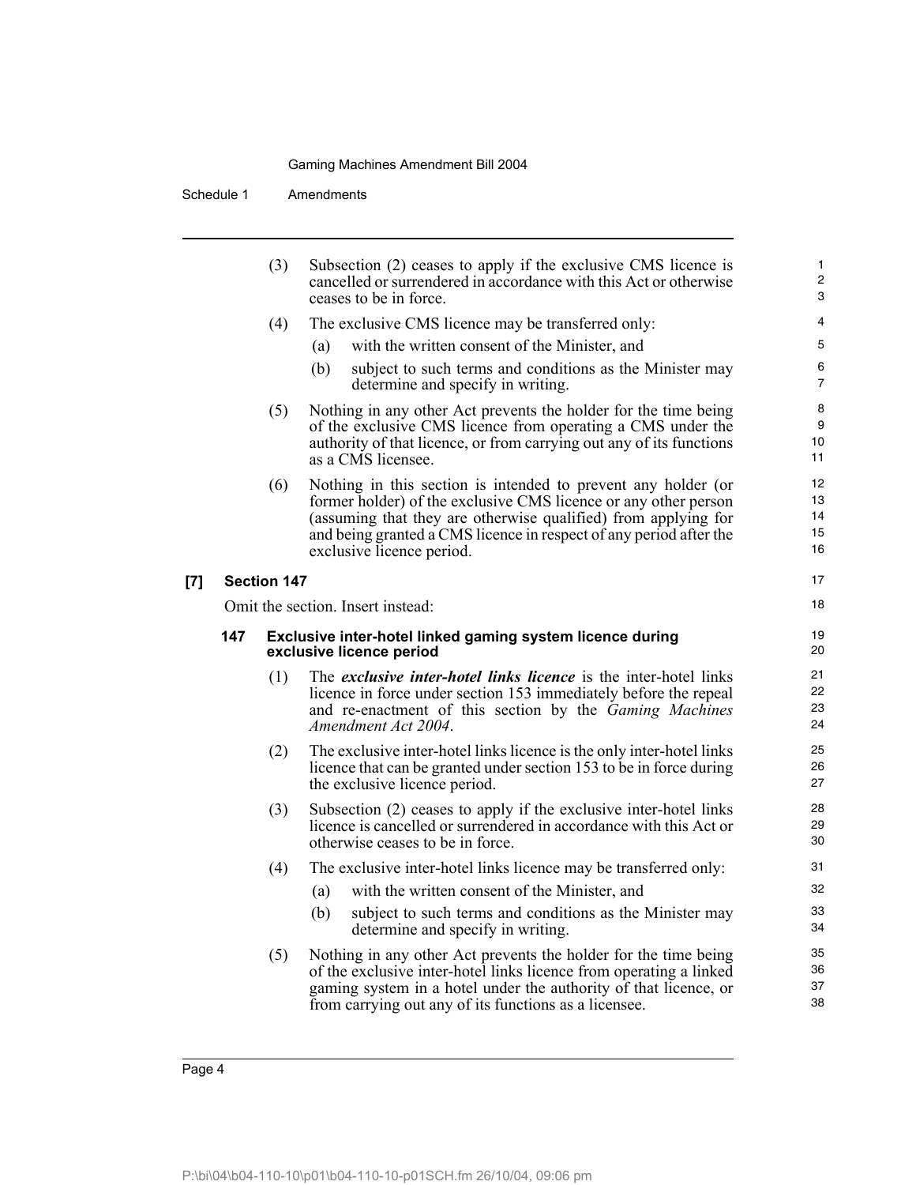(3) Subsection (2) ceases to apply if the exclusive CMS licence is cancelled or surrendered in accordance with this Act or otherwise ceases to be in force.

(4) The exclusive CMS licence may be transferred only:

- (a) with the written consent of the Minister, and
- (b) subject to such terms and conditions as the Minister may determine and specify in writing.

(5) Nothing in any other Act prevents the holder for the time being of the exclusive CMS licence from operating a CMS under the authority of that licence, or from carrying out any of its functions as a CMS licensee.

(6) Nothing in this section is intended to prevent any holder (or former holder) of the exclusive CMS licence or any other person (assuming that they are otherwise qualified) from applying for and being granted a CMS licence in respect of any period after the exclusive licence period.

**[7] Section 147**

Omit the section. Insert instead:

**147 Exclusive inter-hotel linked gaming system licence during exclusive licence period**

(1) The ***exclusive inter-hotel links licence*** is the inter-hotel links licence in force under section 153 immediately before the repeal and re-enactment of this section by the *Gaming Machines Amendment Act 2004*.

(2) The exclusive inter-hotel links licence is the only inter-hotel links licence that can be granted under section 153 to be in force during the exclusive licence period.

(3) Subsection (2) ceases to apply if the exclusive inter-hotel links licence is cancelled or surrendered in accordance with this Act or otherwise ceases to be in force.

(4) The exclusive inter-hotel links licence may be transferred only:

- (a) with the written consent of the Minister, and
- (b) subject to such terms and conditions as the Minister may determine and specify in writing.

(5) Nothing in any other Act prevents the holder for the time being of the exclusive inter-hotel links licence from operating a linked gaming system in a hotel under the authority of that licence, or from carrying out any of its functions as a licensee.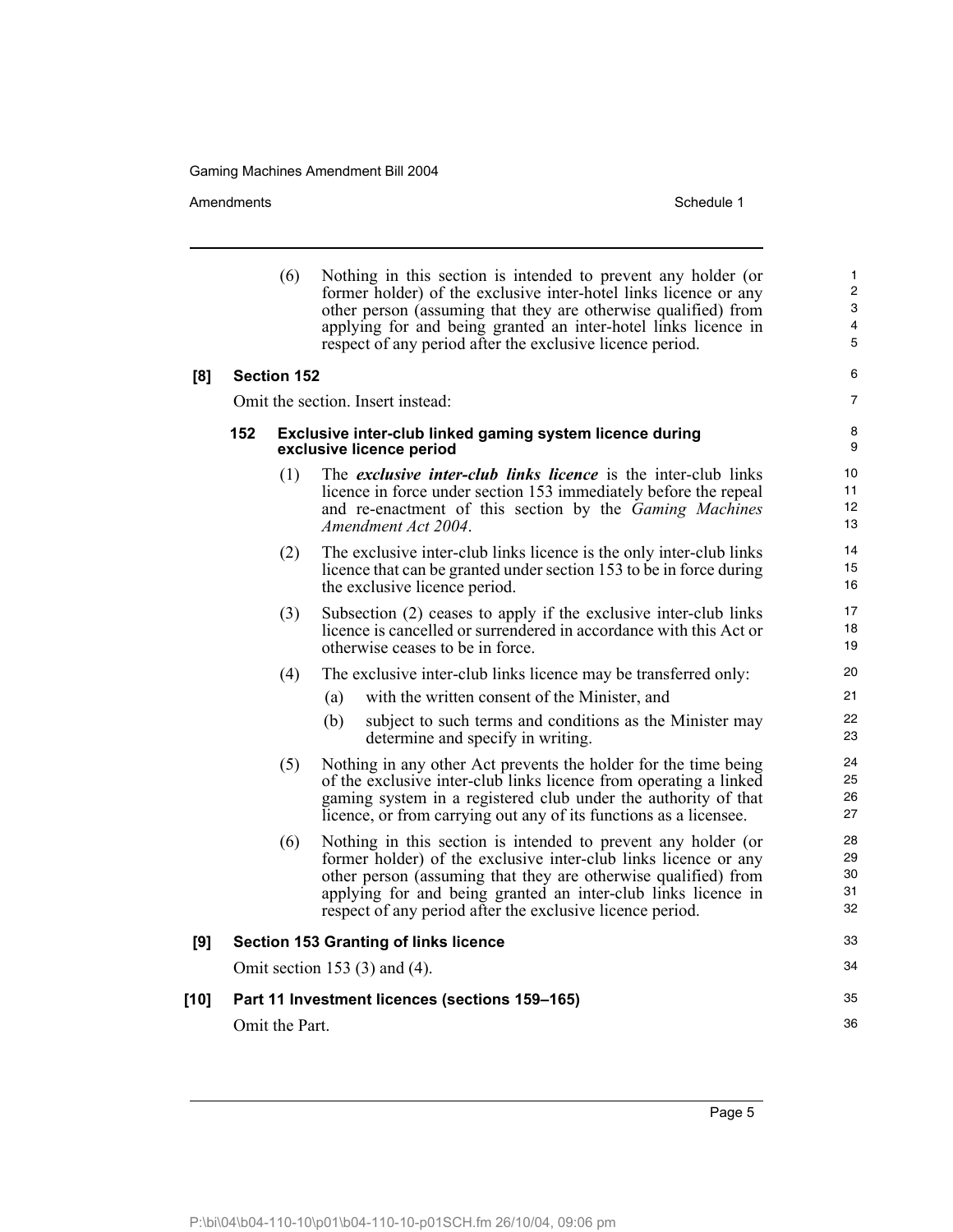(6) Nothing in this section is intended to prevent any holder (or former holder) of the exclusive inter-hotel links licence or any other person (assuming that they are otherwise qualified) from applying for and being granted an inter-hotel links licence in respect of any period after the exclusive licence period.

**[8] Section 152**

Omit the section. Insert instead:

**152 Exclusive inter-club linked gaming system licence during exclusive licence period**

(1) The ***exclusive inter-club links licence*** is the inter-club links licence in force under section 153 immediately before the repeal and re-enactment of this section by the *Gaming Machines Amendment Act 2004*.

(2) The exclusive inter-club links licence is the only inter-club links licence that can be granted under section 153 to be in force during the exclusive licence period.

(3) Subsection (2) ceases to apply if the exclusive inter-club links licence is cancelled or surrendered in accordance with this Act or otherwise ceases to be in force.

(4) The exclusive inter-club links licence may be transferred only:

(a) with the written consent of the Minister, and

(b) subject to such terms and conditions as the Minister may determine and specify in writing.

(5) Nothing in any other Act prevents the holder for the time being of the exclusive inter-club links licence from operating a linked gaming system in a registered club under the authority of that licence, or from carrying out any of its functions as a licensee.

(6) Nothing in this section is intended to prevent any holder (or former holder) of the exclusive inter-club links licence or any other person (assuming that they are otherwise qualified) from applying for and being granted an inter-club links licence in respect of any period after the exclusive licence period.

**[9] Section 153 Granting of links licence**

Omit section 153 (3) and (4).

**[10] Part 11 Investment licences (sections 159–165)**

Omit the Part.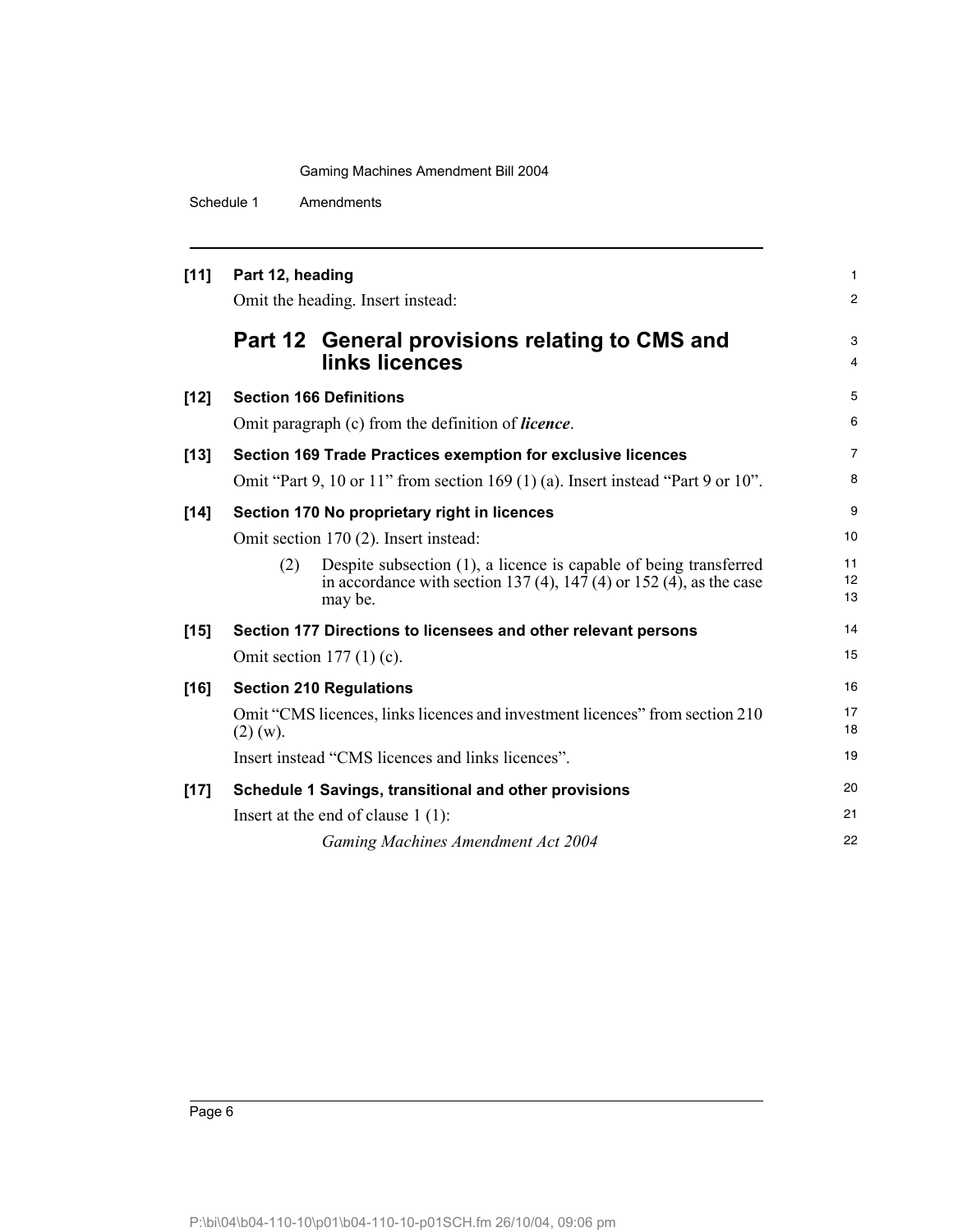**[11] Part 12, heading**

Omit the heading. Insert instead:

## Part 12 General provisions relating to CMS and links licences

**[12] Section 166 Definitions**

Omit paragraph (c) from the definition of ***licence***.

**[13] Section 169 Trade Practices exemption for exclusive licences**

Omit "Part 9, 10 or 11" from section 169 (1) (a). Insert instead "Part 9 or 10".

**[14] Section 170 No proprietary right in licences**

Omit section 170 (2). Insert instead:

(2) Despite subsection (1), a licence is capable of being transferred in accordance with section 137 (4), 147 (4) or 152 (4), as the case may be.

**[15] Section 177 Directions to licensees and other relevant persons**

Omit section 177 (1) (c).

**[16] Section 210 Regulations**

Omit "CMS licences, links licences and investment licences" from section 210 (2) (w).

Insert instead "CMS licences and links licences".

**[17] Schedule 1 Savings, transitional and other provisions**

Insert at the end of clause 1 (1):

*Gaming Machines Amendment Act 2004*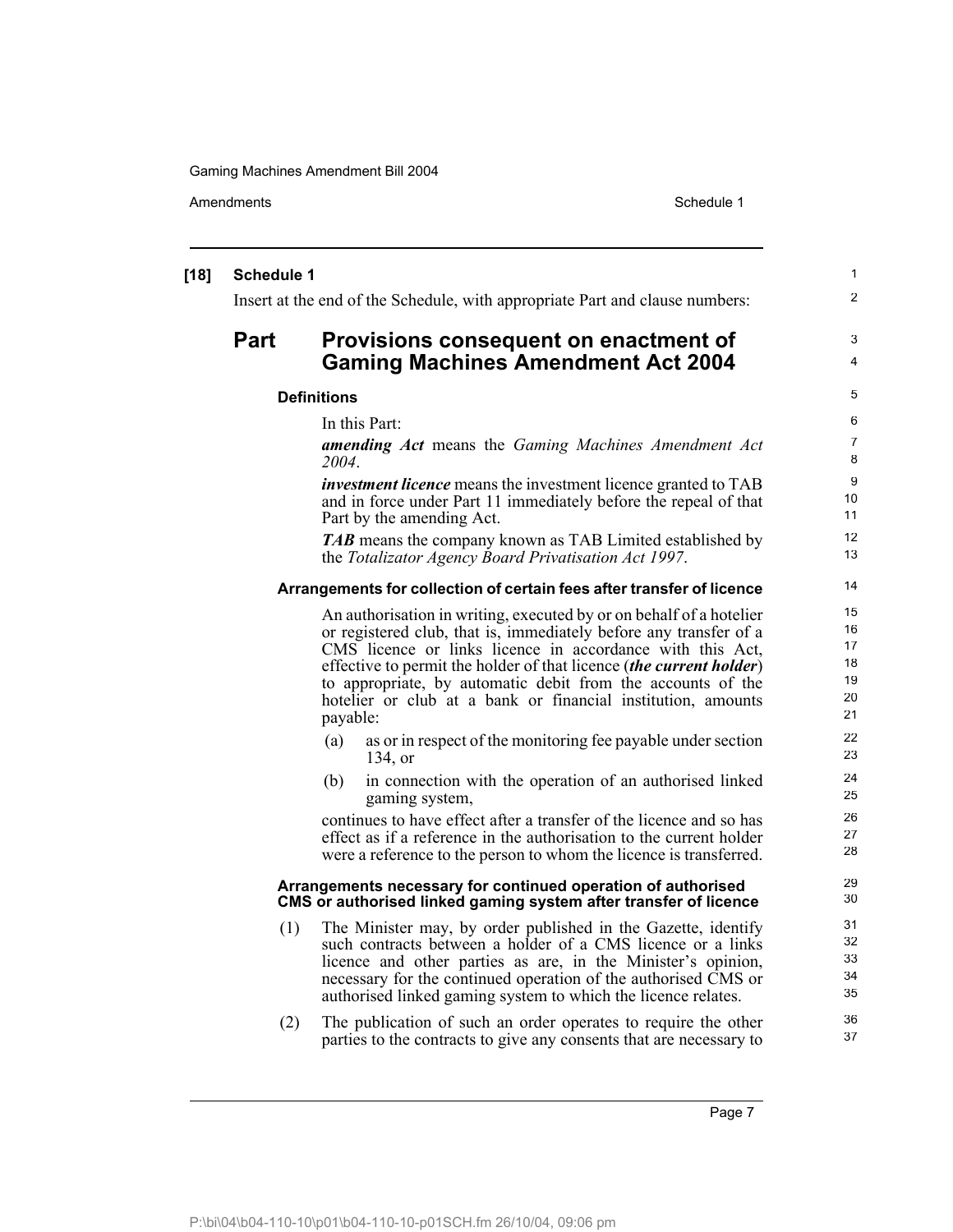**[18] Schedule 1**

Insert at the end of the Schedule, with appropriate Part and clause numbers:

## Part Provisions consequent on enactment of Gaming Machines Amendment Act 2004

### Definitions

In this Part:

***amending Act*** means the *Gaming Machines Amendment Act 2004*.

***investment licence*** means the investment licence granted to TAB and in force under Part 11 immediately before the repeal of that Part by the amending Act.

***TAB*** means the company known as TAB Limited established by the *Totalizator Agency Board Privatisation Act 1997*.

### Arrangements for collection of certain fees after transfer of licence

An authorisation in writing, executed by or on behalf of a hotelier or registered club, that is, immediately before any transfer of a CMS licence or links licence in accordance with this Act, effective to permit the holder of that licence (***the current holder***) to appropriate, by automatic debit from the accounts of the hotelier or club at a bank or financial institution, amounts payable:

(a) as or in respect of the monitoring fee payable under section 134, or

(b) in connection with the operation of an authorised linked gaming system,

continues to have effect after a transfer of the licence and so has effect as if a reference in the authorisation to the current holder were a reference to the person to whom the licence is transferred.

### Arrangements necessary for continued operation of authorised CMS or authorised linked gaming system after transfer of licence

(1) The Minister may, by order published in the Gazette, identify such contracts between a holder of a CMS licence or a links licence and other parties as are, in the Minister's opinion, necessary for the continued operation of the authorised CMS or authorised linked gaming system to which the licence relates.

(2) The publication of such an order operates to require the other parties to the contracts to give any consents that are necessary to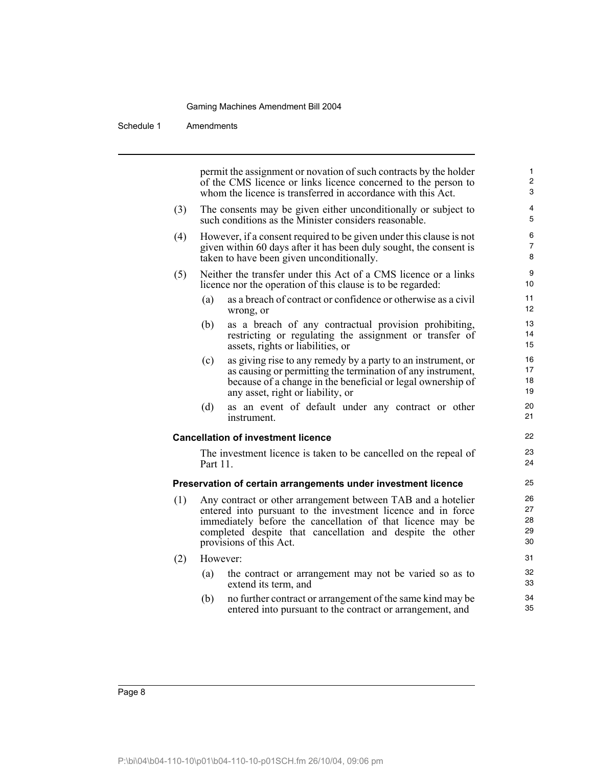permit the assignment or novation of such contracts by the holder of the CMS licence or links licence concerned to the person to whom the licence is transferred in accordance with this Act.

(3) The consents may be given either unconditionally or subject to such conditions as the Minister considers reasonable.

(4) However, if a consent required to be given under this clause is not given within 60 days after it has been duly sought, the consent is taken to have been given unconditionally.

(5) Neither the transfer under this Act of a CMS licence or a links licence nor the operation of this clause is to be regarded:

(a) as a breach of contract or confidence or otherwise as a civil wrong, or

(b) as a breach of any contractual provision prohibiting, restricting or regulating the assignment or transfer of assets, rights or liabilities, or

(c) as giving rise to any remedy by a party to an instrument, or as causing or permitting the termination of any instrument, because of a change in the beneficial or legal ownership of any asset, right or liability, or

(d) as an event of default under any contract or other instrument.

**Cancellation of investment licence**

The investment licence is taken to be cancelled on the repeal of Part 11.

**Preservation of certain arrangements under investment licence**

(1) Any contract or other arrangement between TAB and a hotelier entered into pursuant to the investment licence and in force immediately before the cancellation of that licence may be completed despite that cancellation and despite the other provisions of this Act.

(2) However:

(a) the contract or arrangement may not be varied so as to extend its term, and

(b) no further contract or arrangement of the same kind may be entered into pursuant to the contract or arrangement, and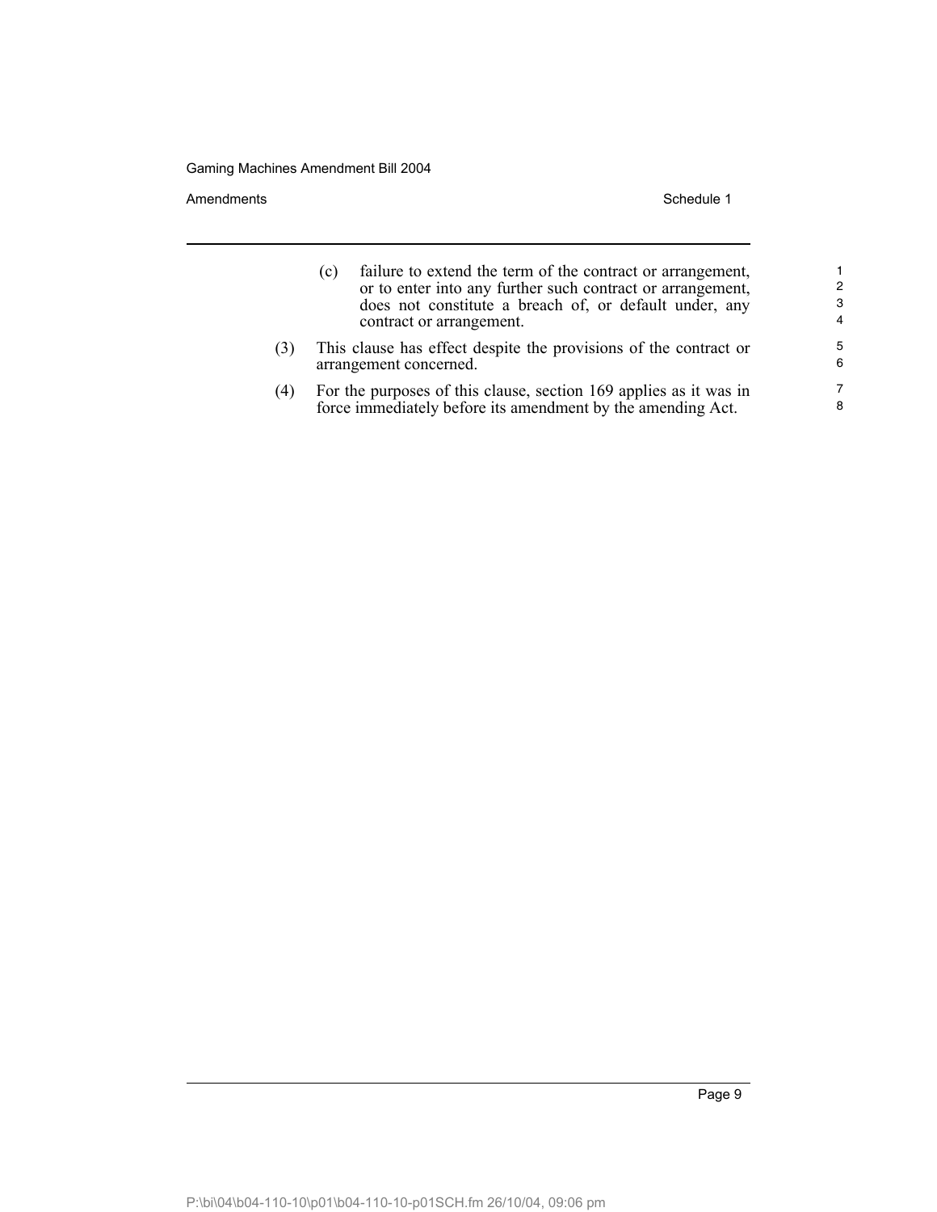(c) failure to extend the term of the contract or arrangement, or to enter into any further such contract or arrangement, does not constitute a breach of, or default under, any contract or arrangement.

(3) This clause has effect despite the provisions of the contract or arrangement concerned.

(4) For the purposes of this clause, section 169 applies as it was in force immediately before its amendment by the amending Act.